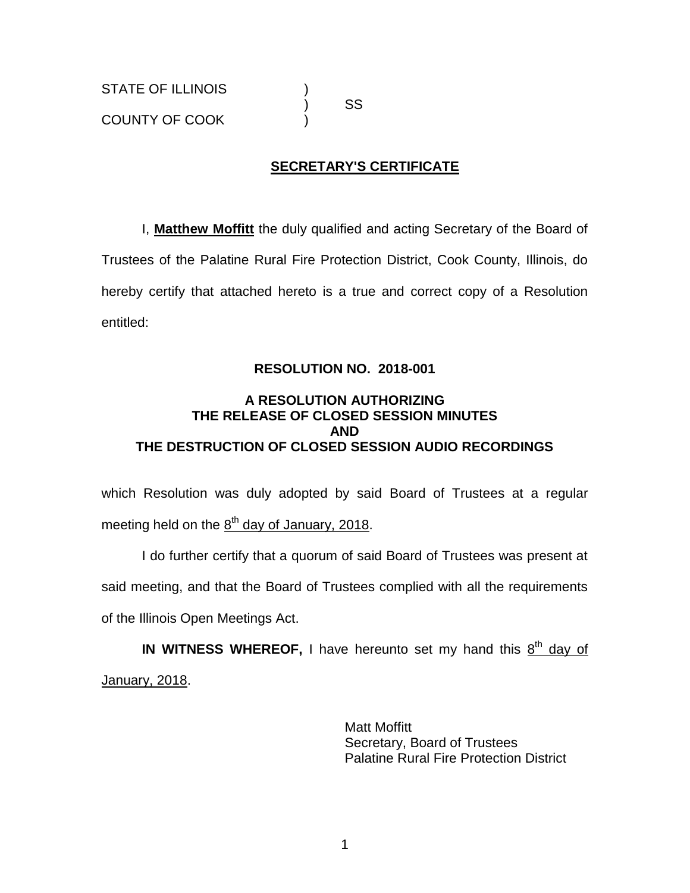STATE OF ILLINOIS )  
) SS  
COUNTY OF COOK )

## SECRETARY'S CERTIFICATE

I, **Matthew Moffitt** the duly qualified and acting Secretary of the Board of Trustees of the Palatine Rural Fire Protection District, Cook County, Illinois, do hereby certify that attached hereto is a true and correct copy of a Resolution entitled:

**RESOLUTION NO. 2018-001**

**A RESOLUTION AUTHORIZING
THE RELEASE OF CLOSED SESSION MINUTES
AND
THE DESTRUCTION OF CLOSED SESSION AUDIO RECORDINGS**

which Resolution was duly adopted by said Board of Trustees at a regular meeting held on the 8th day of January, 2018.

I do further certify that a quorum of said Board of Trustees was present at said meeting, and that the Board of Trustees complied with all the requirements of the Illinois Open Meetings Act.

**IN WITNESS WHEREOF,** I have hereunto set my hand this 8th day of January, 2018.

Matt Moffitt  
Secretary, Board of Trustees  
Palatine Rural Fire Protection District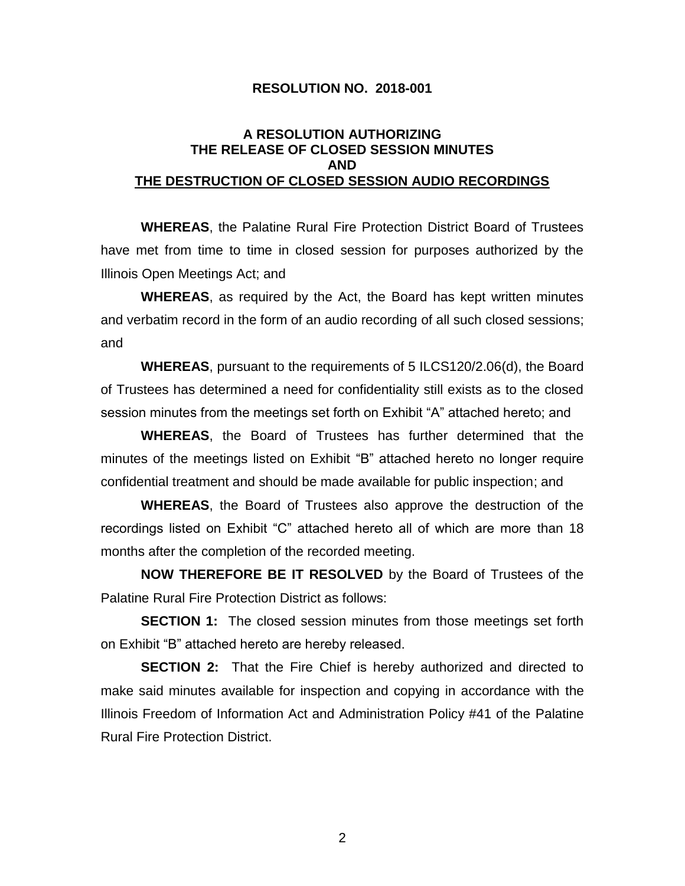**RESOLUTION NO. 2018-001**

**A RESOLUTION AUTHORIZING**
**THE RELEASE OF CLOSED SESSION MINUTES**
**AND**
**THE DESTRUCTION OF CLOSED SESSION AUDIO RECORDINGS**

**WHEREAS**, the Palatine Rural Fire Protection District Board of Trustees have met from time to time in closed session for purposes authorized by the Illinois Open Meetings Act; and

**WHEREAS**, as required by the Act, the Board has kept written minutes and verbatim record in the form of an audio recording of all such closed sessions; and

**WHEREAS**, pursuant to the requirements of 5 ILCS120/2.06(d), the Board of Trustees has determined a need for confidentiality still exists as to the closed session minutes from the meetings set forth on Exhibit "A" attached hereto; and

**WHEREAS**, the Board of Trustees has further determined that the minutes of the meetings listed on Exhibit "B" attached hereto no longer require confidential treatment and should be made available for public inspection; and

**WHEREAS**, the Board of Trustees also approve the destruction of the recordings listed on Exhibit "C" attached hereto all of which are more than 18 months after the completion of the recorded meeting.

**NOW THEREFORE BE IT RESOLVED** by the Board of Trustees of the Palatine Rural Fire Protection District as follows:

**SECTION 1:** The closed session minutes from those meetings set forth on Exhibit "B" attached hereto are hereby released.

**SECTION 2:** That the Fire Chief is hereby authorized and directed to make said minutes available for inspection and copying in accordance with the Illinois Freedom of Information Act and Administration Policy #41 of the Palatine Rural Fire Protection District.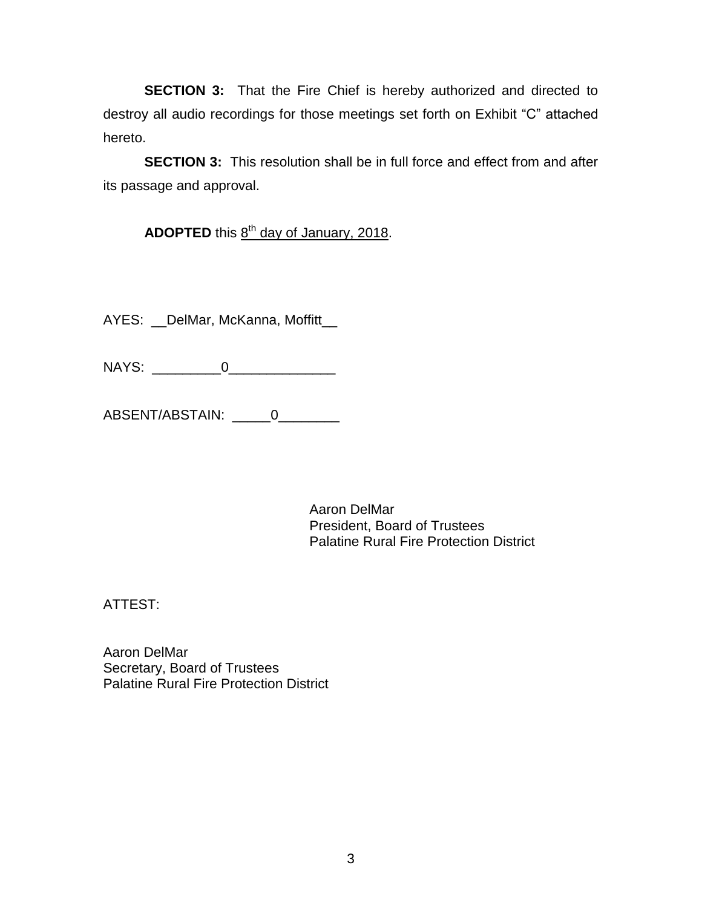**SECTION 3:** That the Fire Chief is hereby authorized and directed to destroy all audio recordings for those meetings set forth on Exhibit "C" attached hereto.

**SECTION 3:** This resolution shall be in full force and effect from and after its passage and approval.

**ADOPTED** this 8th day of January, 2018.

AYES: __DelMar, McKanna, Moffitt__

NAYS: _________0______________

ABSENT/ABSTAIN: _____0________

Aaron DelMar
President, Board of Trustees
Palatine Rural Fire Protection District

ATTEST:

Aaron DelMar
Secretary, Board of Trustees
Palatine Rural Fire Protection District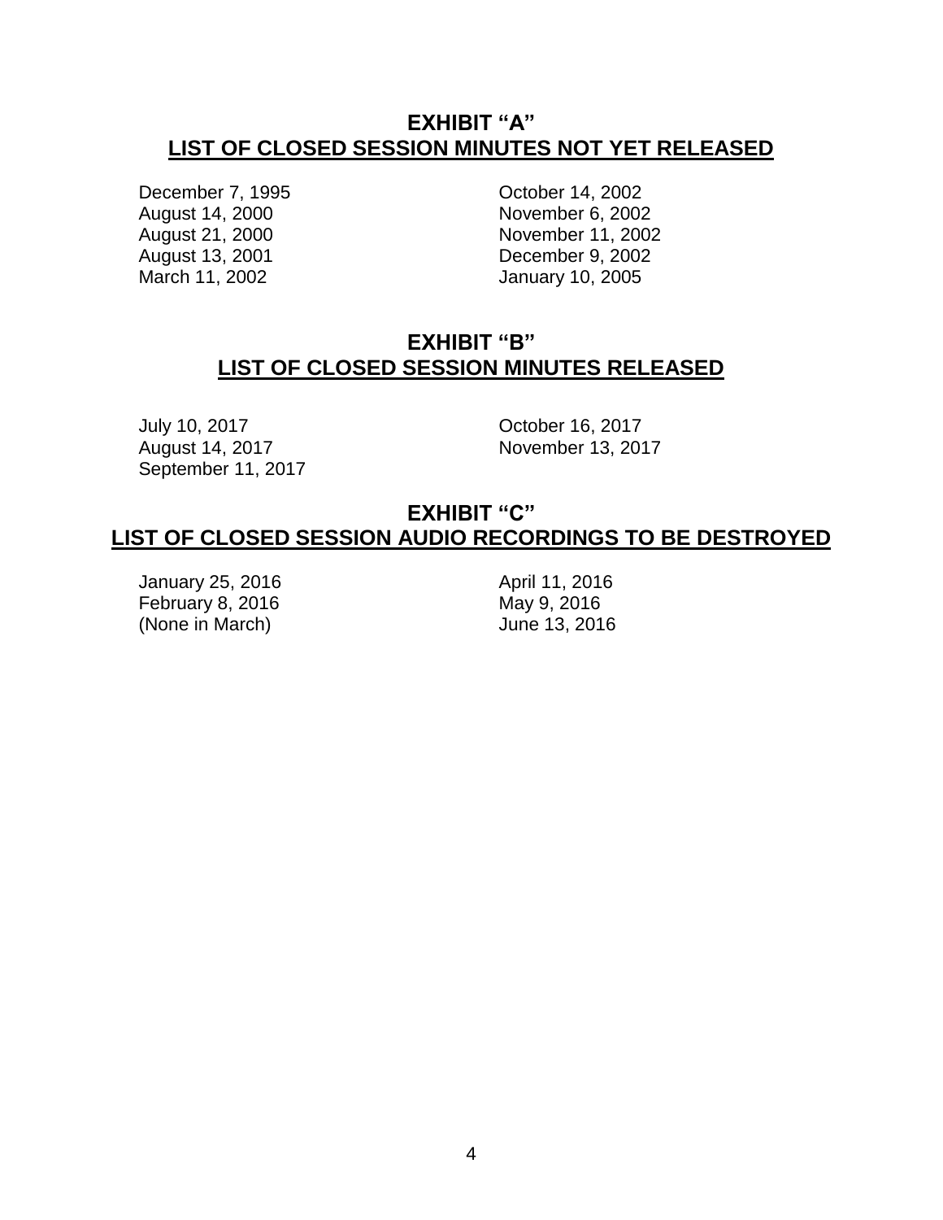## EXHIBIT "A"
## LIST OF CLOSED SESSION MINUTES NOT YET RELEASED

December 7, 1995
August 14, 2000
August 21, 2000
August 13, 2001
March 11, 2002
October 14, 2002
November 6, 2002
November 11, 2002
December 9, 2002
January 10, 2005

## EXHIBIT "B"
## LIST OF CLOSED SESSION MINUTES RELEASED

July 10, 2017
August 14, 2017
September 11, 2017
October 16, 2017
November 13, 2017

## EXHIBIT "C"
## LIST OF CLOSED SESSION AUDIO RECORDINGS TO BE DESTROYED

January 25, 2016
February 8, 2016
(None in March)
April 11, 2016
May 9, 2016
June 13, 2016